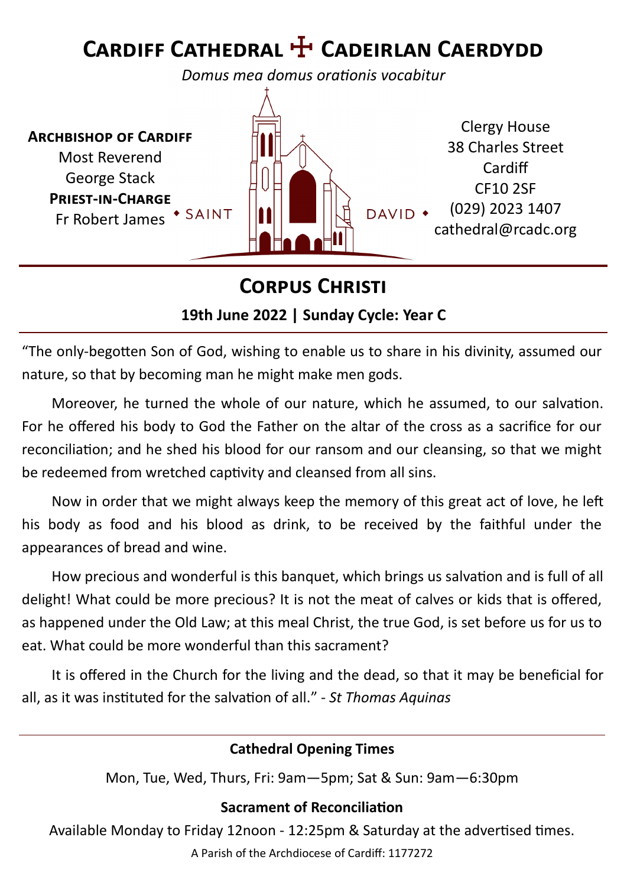# Cardiff Cathedral ✠ Cadeirlan Caerdydd

*Domus mea domus orationis vocabitur*

**Archbishop of Cardiff**
Most Reverend
George Stack
**Priest-in-Charge**
Fr Robert James

SAINT DAVID

Clergy House
38 Charles Street
Cardiff
CF10 2SF
(029) 2023 1407
cathedral@rcadc.org

## Corpus Christi

**19th June 2022 | Sunday Cycle: Year C**

"The only-begotten Son of God, wishing to enable us to share in his divinity, assumed our nature, so that by becoming man he might make men gods.

Moreover, he turned the whole of our nature, which he assumed, to our salvation. For he offered his body to God the Father on the altar of the cross as a sacrifice for our reconciliation; and he shed his blood for our ransom and our cleansing, so that we might be redeemed from wretched captivity and cleansed from all sins.

Now in order that we might always keep the memory of this great act of love, he left his body as food and his blood as drink, to be received by the faithful under the appearances of bread and wine.

How precious and wonderful is this banquet, which brings us salvation and is full of all delight! What could be more precious? It is not the meat of calves or kids that is offered, as happened under the Old Law; at this meal Christ, the true God, is set before us for us to eat. What could be more wonderful than this sacrament?

It is offered in the Church for the living and the dead, so that it may be beneficial for all, as it was instituted for the salvation of all." - *St Thomas Aquinas*

**Cathedral Opening Times**

Mon, Tue, Wed, Thurs, Fri: 9am—5pm; Sat & Sun: 9am—6:30pm

**Sacrament of Reconciliation**

Available Monday to Friday 12noon - 12:25pm & Saturday at the advertised times.

A Parish of the Archdiocese of Cardiff: 1177272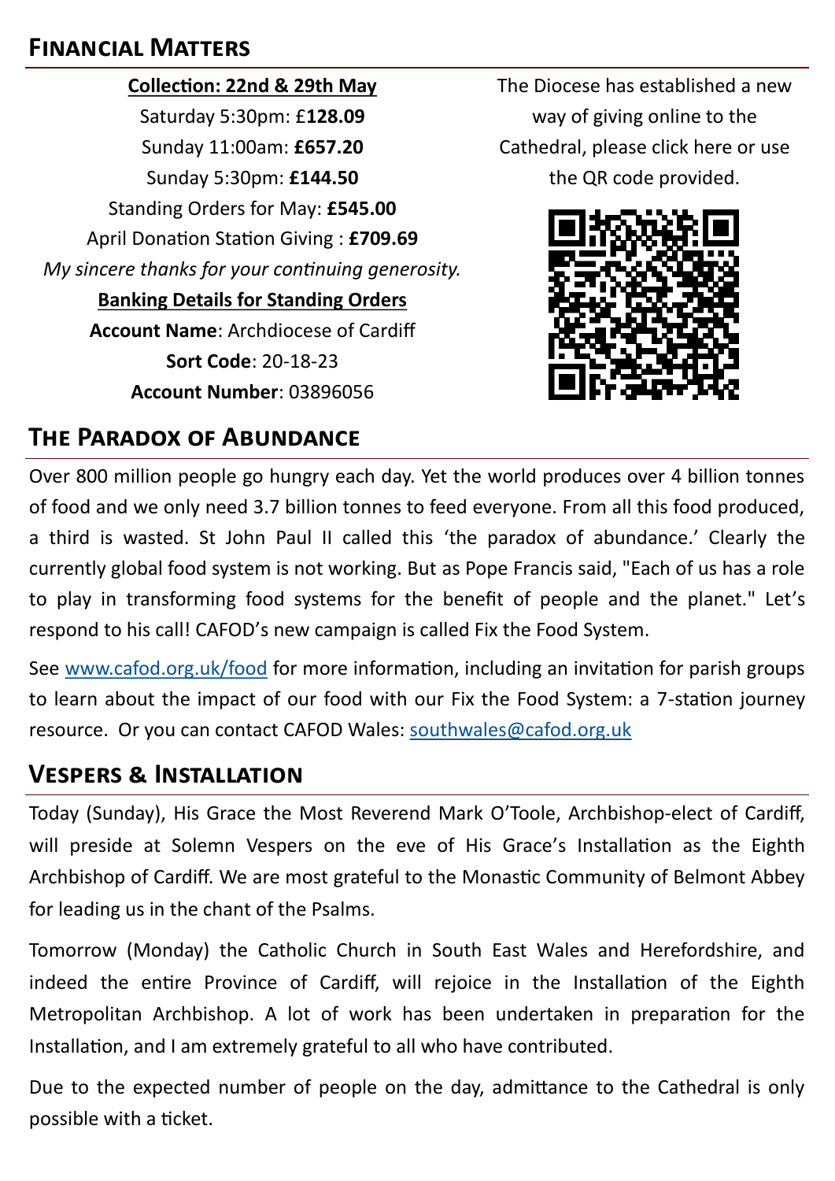## Financial Matters

**Collection: 22nd & 29th May**

Saturday 5:30pm: £**128.09**

Sunday 11:00am: **£657.20**

Sunday 5:30pm: **£144.50**

Standing Orders for May: **£545.00**

April Donation Station Giving : **£709.69**

*My sincere thanks for your continuing generosity.*

**Banking Details for Standing Orders**

**Account Name**: Archdiocese of Cardiff

**Sort Code**: 20-18-23

**Account Number**: 03896056

The Diocese has established a new way of giving online to the Cathedral, please click here or use the QR code provided.

## The Paradox of Abundance

Over 800 million people go hungry each day. Yet the world produces over 4 billion tonnes of food and we only need 3.7 billion tonnes to feed everyone. From all this food produced, a third is wasted. St John Paul II called this 'the paradox of abundance.' Clearly the currently global food system is not working. But as Pope Francis said, "Each of us has a role to play in transforming food systems for the benefit of people and the planet." Let's respond to his call! CAFOD's new campaign is called Fix the Food System.

See www.cafod.org.uk/food for more information, including an invitation for parish groups to learn about the impact of our food with our Fix the Food System: a 7-station journey resource. Or you can contact CAFOD Wales: southwales@cafod.org.uk

## Vespers & Installation

Today (Sunday), His Grace the Most Reverend Mark O'Toole, Archbishop-elect of Cardiff, will preside at Solemn Vespers on the eve of His Grace's Installation as the Eighth Archbishop of Cardiff. We are most grateful to the Monastic Community of Belmont Abbey for leading us in the chant of the Psalms.

Tomorrow (Monday) the Catholic Church in South East Wales and Herefordshire, and indeed the entire Province of Cardiff, will rejoice in the Installation of the Eighth Metropolitan Archbishop. A lot of work has been undertaken in preparation for the Installation, and I am extremely grateful to all who have contributed.

Due to the expected number of people on the day, admittance to the Cathedral is only possible with a ticket.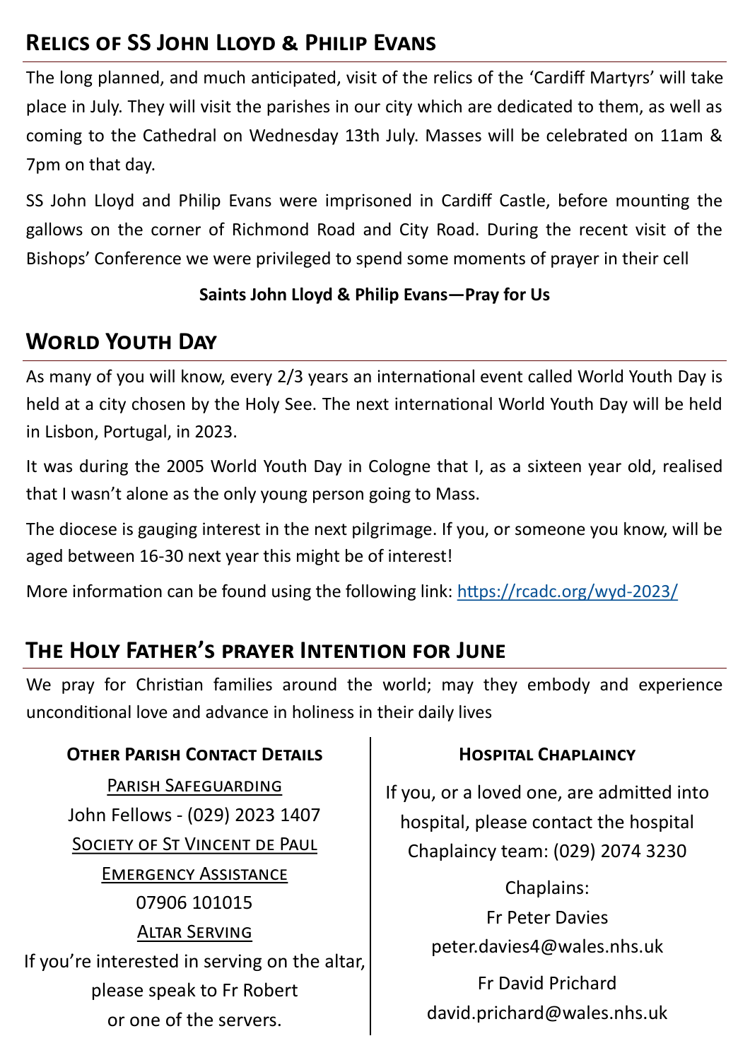## Relics of SS John Lloyd & Philip Evans

The long planned, and much anticipated, visit of the relics of the 'Cardiff Martyrs' will take place in July. They will visit the parishes in our city which are dedicated to them, as well as coming to the Cathedral on Wednesday 13th July. Masses will be celebrated on 11am & 7pm on that day.

SS John Lloyd and Philip Evans were imprisoned in Cardiff Castle, before mounting the gallows on the corner of Richmond Road and City Road. During the recent visit of the Bishops' Conference we were privileged to spend some moments of prayer in their cell

**Saints John Lloyd & Philip Evans—Pray for Us**

## World Youth Day

As many of you will know, every 2/3 years an international event called World Youth Day is held at a city chosen by the Holy See. The next international World Youth Day will be held in Lisbon, Portugal, in 2023.

It was during the 2005 World Youth Day in Cologne that I, as a sixteen year old, realised that I wasn't alone as the only young person going to Mass.

The diocese is gauging interest in the next pilgrimage. If you, or someone you know, will be aged between 16-30 next year this might be of interest!

More information can be found using the following link: https://rcadc.org/wyd-2023/

## The Holy Father's prayer Intention for June

We pray for Christian families around the world; may they embody and experience unconditional love and advance in holiness in their daily lives

### Other Parish Contact Details

Parish Safeguarding

John Fellows - (029) 2023 1407

Society of St Vincent de Paul

Emergency Assistance

07906 101015

Altar Serving

If you're interested in serving on the altar, please speak to Fr Robert or one of the servers.

### Hospital Chaplaincy

If you, or a loved one, are admitted into hospital, please contact the hospital Chaplaincy team: (029) 2074 3230

Chaplains:

Fr Peter Davies
peter.davies4@wales.nhs.uk

Fr David Prichard
david.prichard@wales.nhs.uk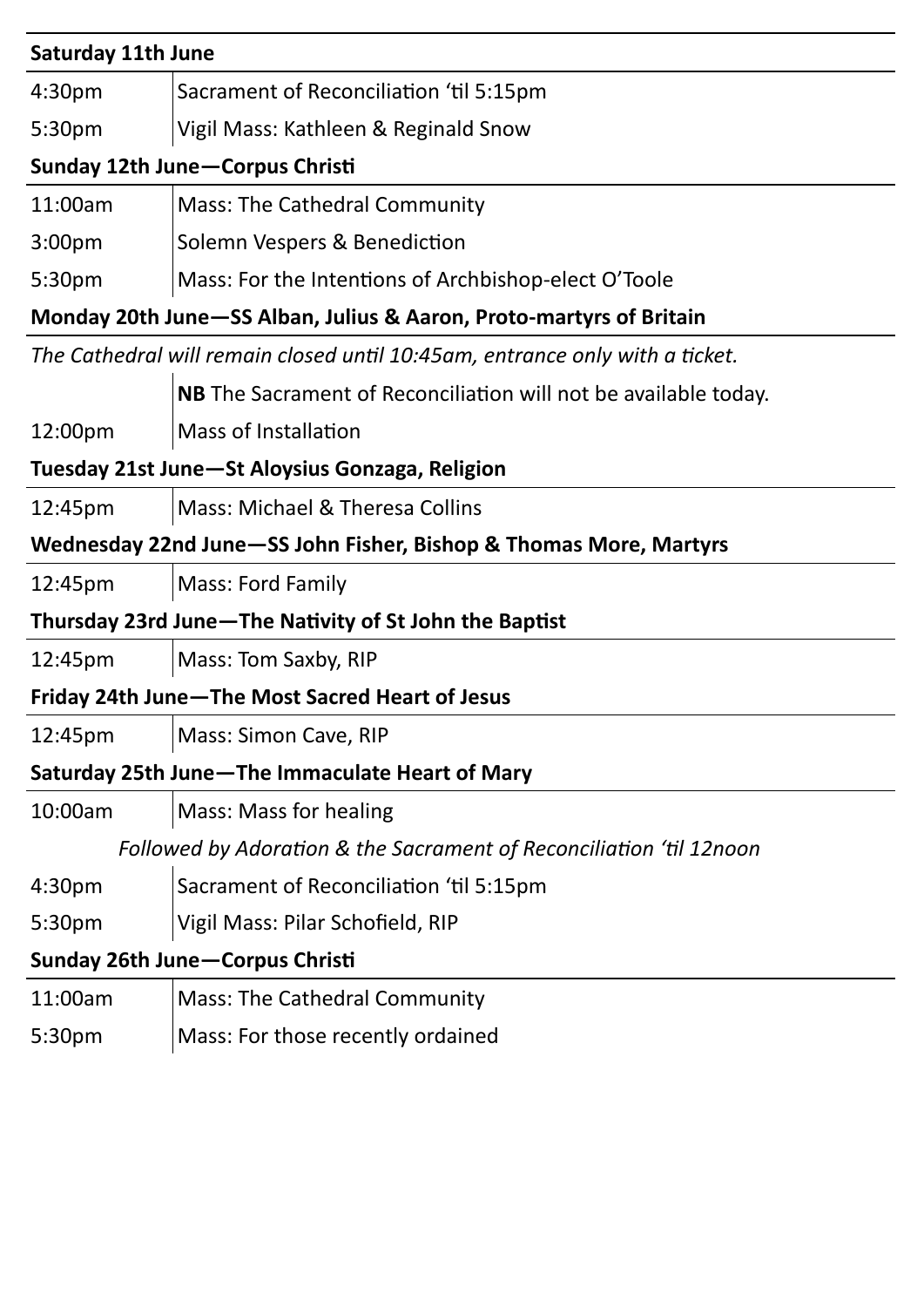**Saturday 11th June**

| | |
|---|---|
| 4:30pm | Sacrament of Reconciliation 'til 5:15pm |
| 5:30pm | Vigil Mass: Kathleen & Reginald Snow |

**Sunday 12th June—Corpus Christi**

| | |
|---|---|
| 11:00am | Mass: The Cathedral Community |
| 3:00pm | Solemn Vespers & Benediction |
| 5:30pm | Mass: For the Intentions of Archbishop-elect O'Toole |

**Monday 20th June—SS Alban, Julius & Aaron, Proto-martyrs of Britain**

*The Cathedral will remain closed until 10:45am, entrance only with a ticket.*

| | |
|---|---|
| | **NB** The Sacrament of Reconciliation will not be available today. |
| 12:00pm | Mass of Installation |

**Tuesday 21st June—St Aloysius Gonzaga, Religion**

| | |
|---|---|
| 12:45pm | Mass: Michael & Theresa Collins |

**Wednesday 22nd June—SS John Fisher, Bishop & Thomas More, Martyrs**

| | |
|---|---|
| 12:45pm | Mass: Ford Family |

**Thursday 23rd June—The Nativity of St John the Baptist**

| | |
|---|---|
| 12:45pm | Mass: Tom Saxby, RIP |

**Friday 24th June—The Most Sacred Heart of Jesus**

| | |
|---|---|
| 12:45pm | Mass: Simon Cave, RIP |

**Saturday 25th June—The Immaculate Heart of Mary**

| | |
|---|---|
| 10:00am | Mass: Mass for healing |

*Followed by Adoration & the Sacrament of Reconciliation 'til 12noon*

| | |
|---|---|
| 4:30pm | Sacrament of Reconciliation 'til 5:15pm |
| 5:30pm | Vigil Mass: Pilar Schofield, RIP |

**Sunday 26th June—Corpus Christi**

| | |
|---|---|
| 11:00am | Mass: The Cathedral Community |
| 5:30pm | Mass: For those recently ordained |